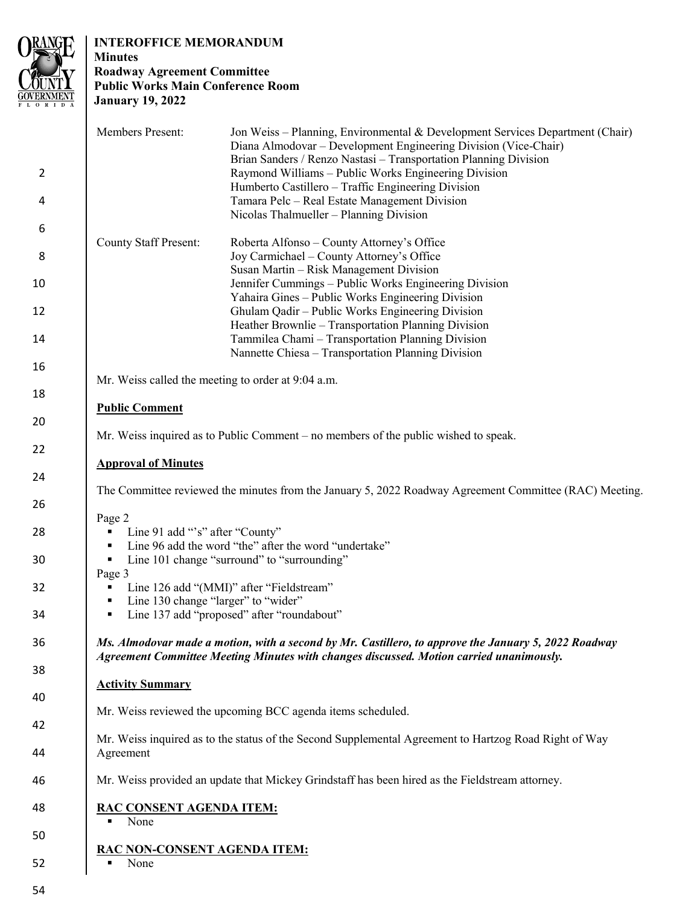**INTEROFFICE MEMORANDUM**
**Minutes**
**Roadway Agreement Committee**
**Public Works Main Conference Room**
**January 19, 2022**

| | |
|---|---|
| Members Present: | Jon Weiss – Planning, Environmental & Development Services Department (Chair) |
| | Diana Almodovar – Development Engineering Division (Vice-Chair) |
| | Brian Sanders / Renzo Nastasi – Transportation Planning Division |
| | Raymond Williams – Public Works Engineering Division |
| | Humberto Castillero – Traffic Engineering Division |
| | Tamara Pelc – Real Estate Management Division |
| | Nicolas Thalmueller – Planning Division |
| County Staff Present: | Roberta Alfonso – County Attorney's Office |
| | Joy Carmichael – County Attorney's Office |
| | Susan Martin – Risk Management Division |
| | Jennifer Cummings – Public Works Engineering Division |
| | Yahaira Gines – Public Works Engineering Division |
| | Ghulam Qadir – Public Works Engineering Division |
| | Heather Brownlie – Transportation Planning Division |
| | Tammilea Chami – Transportation Planning Division |
| | Nannette Chiesa – Transportation Planning Division |

Mr. Weiss called the meeting to order at 9:04 a.m.

**Public Comment**

Mr. Weiss inquired as to Public Comment – no members of the public wished to speak.

**Approval of Minutes**

The Committee reviewed the minutes from the January 5, 2022 Roadway Agreement Committee (RAC) Meeting.

Page 2
- Line 91 add "'s" after "County"
- Line 96 add the word "the" after the word "undertake"
- Line 101 change "surround" to "surrounding"

Page 3
- Line 126 add "(MMI)" after "Fieldstream"
- Line 130 change "larger" to "wider"
- Line 137 add "proposed" after "roundabout"

***Ms. Almodovar made a motion, with a second by Mr. Castillero, to approve the January 5, 2022 Roadway Agreement Committee Meeting Minutes with changes discussed. Motion carried unanimously.***

**Activity Summary**

Mr. Weiss reviewed the upcoming BCC agenda items scheduled.

Mr. Weiss inquired as to the status of the Second Supplemental Agreement to Hartzog Road Right of Way Agreement

Mr. Weiss provided an update that Mickey Grindstaff has been hired as the Fieldstream attorney.

**RAC CONSENT AGENDA ITEM:**
- None

**RAC NON-CONSENT AGENDA ITEM:**
- None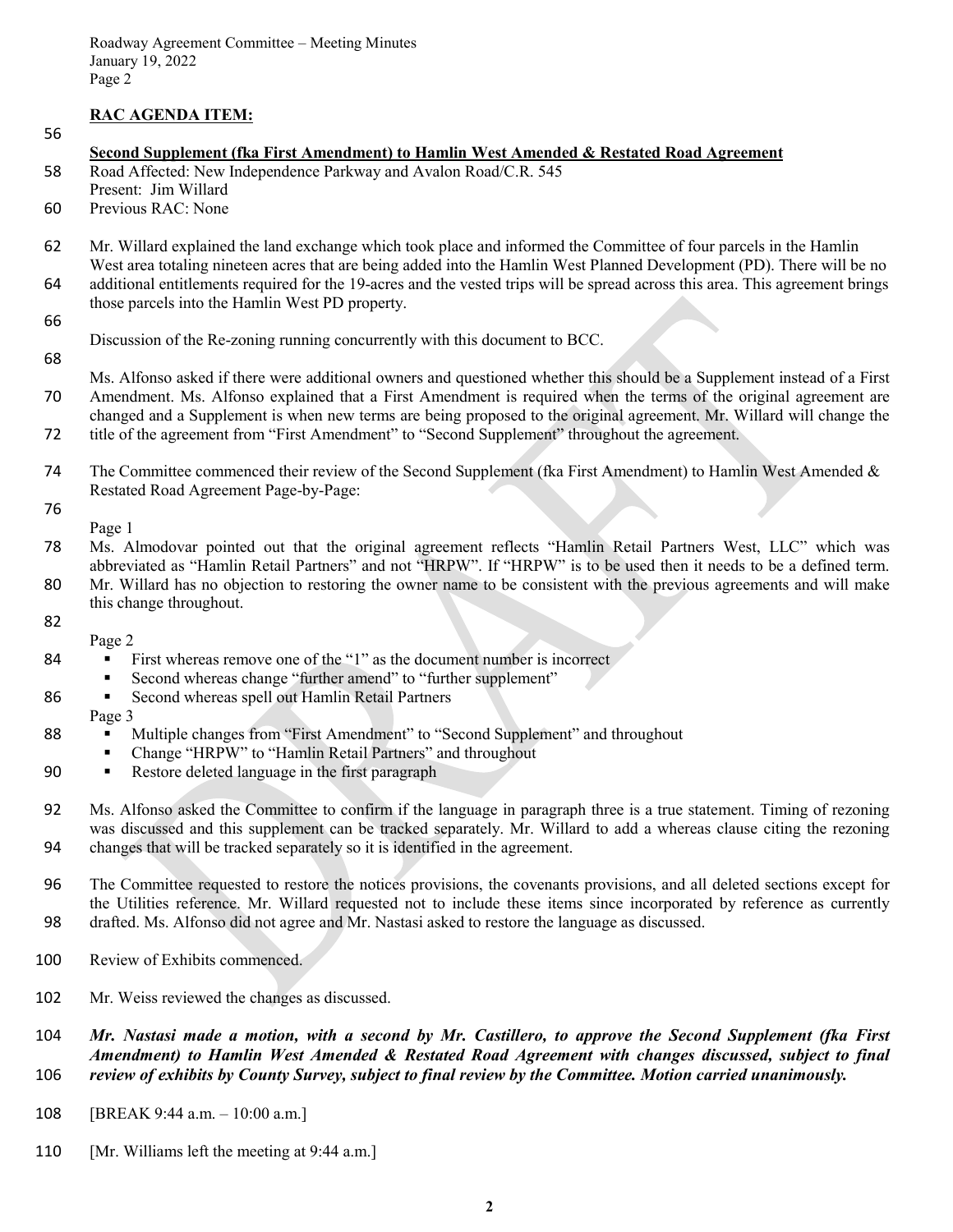**RAC AGENDA ITEM:**

**Second Supplement (fka First Amendment) to Hamlin West Amended & Restated Road Agreement**

Road Affected: New Independence Parkway and Avalon Road/C.R. 545
Present: Jim Willard
Previous RAC: None

Mr. Willard explained the land exchange which took place and informed the Committee of four parcels in the Hamlin West area totaling nineteen acres that are being added into the Hamlin West Planned Development (PD). There will be no additional entitlements required for the 19-acres and the vested trips will be spread across this area. This agreement brings those parcels into the Hamlin West PD property.

Discussion of the Re-zoning running concurrently with this document to BCC.

Ms. Alfonso asked if there were additional owners and questioned whether this should be a Supplement instead of a First Amendment. Ms. Alfonso explained that a First Amendment is required when the terms of the original agreement are changed and a Supplement is when new terms are being proposed to the original agreement. Mr. Willard will change the title of the agreement from "First Amendment" to "Second Supplement" throughout the agreement.

The Committee commenced their review of the Second Supplement (fka First Amendment) to Hamlin West Amended & Restated Road Agreement Page-by-Page:

Page 1

Ms. Almodovar pointed out that the original agreement reflects "Hamlin Retail Partners West, LLC" which was abbreviated as "Hamlin Retail Partners" and not "HRPW". If "HRPW" is to be used then it needs to be a defined term. Mr. Willard has no objection to restoring the owner name to be consistent with the previous agreements and will make this change throughout.

Page 2

- First whereas remove one of the "1" as the document number is incorrect
- Second whereas change "further amend" to "further supplement"
- Second whereas spell out Hamlin Retail Partners

Page 3

- Multiple changes from "First Amendment" to "Second Supplement" and throughout
- Change "HRPW" to "Hamlin Retail Partners" and throughout
- Restore deleted language in the first paragraph

Ms. Alfonso asked the Committee to confirm if the language in paragraph three is a true statement. Timing of rezoning was discussed and this supplement can be tracked separately. Mr. Willard to add a whereas clause citing the rezoning changes that will be tracked separately so it is identified in the agreement.

The Committee requested to restore the notices provisions, the covenants provisions, and all deleted sections except for the Utilities reference. Mr. Willard requested not to include these items since incorporated by reference as currently drafted. Ms. Alfonso did not agree and Mr. Nastasi asked to restore the language as discussed.

Review of Exhibits commenced.

Mr. Weiss reviewed the changes as discussed.

***Mr. Nastasi made a motion, with a second by Mr. Castillero, to approve the Second Supplement (fka First Amendment) to Hamlin West Amended & Restated Road Agreement with changes discussed, subject to final review of exhibits by County Survey, subject to final review by the Committee. Motion carried unanimously.***

[BREAK 9:44 a.m. – 10:00 a.m.]

[Mr. Williams left the meeting at 9:44 a.m.]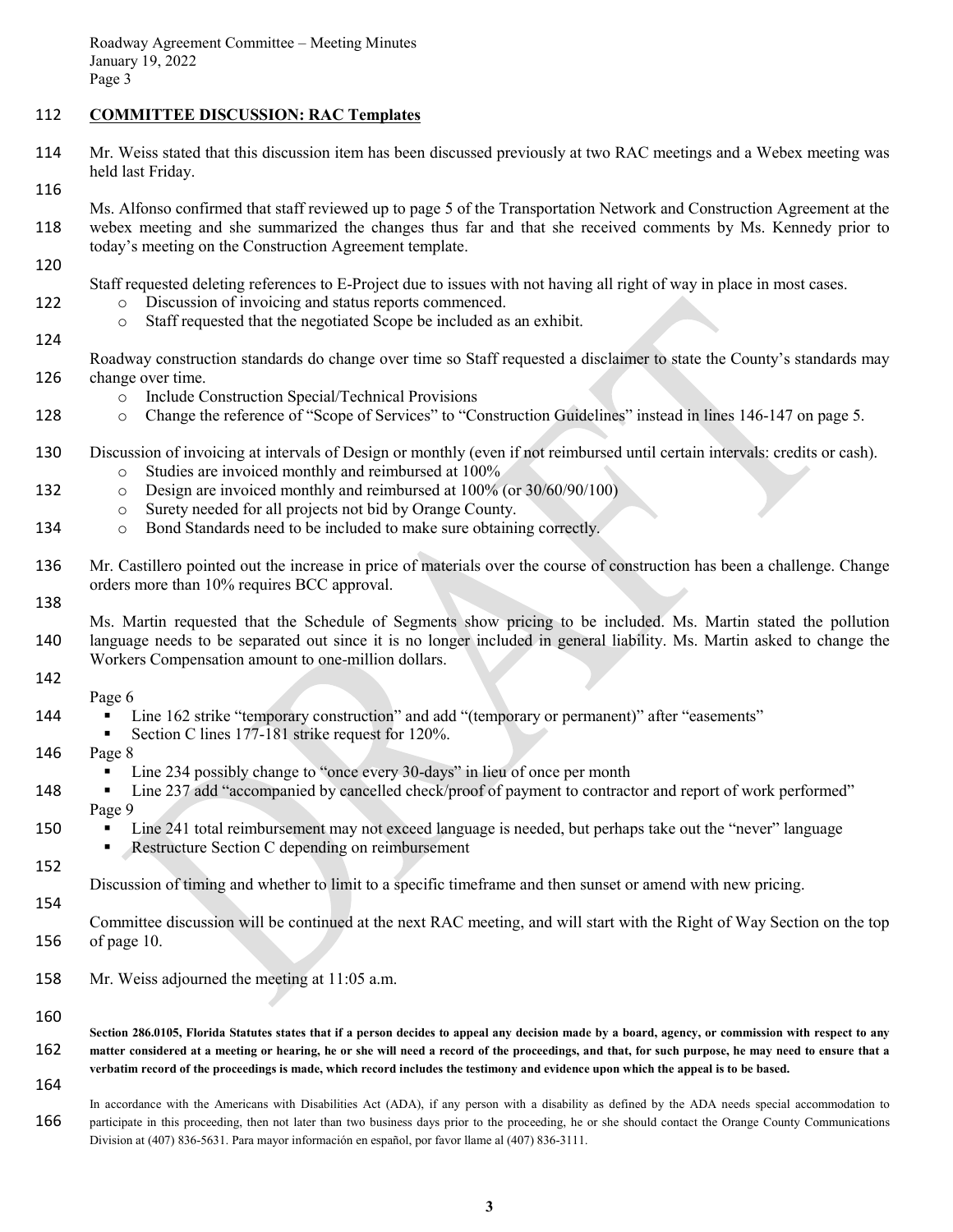## COMMITTEE DISCUSSION: RAC Templates

Mr. Weiss stated that this discussion item has been discussed previously at two RAC meetings and a Webex meeting was held last Friday.

Ms. Alfonso confirmed that staff reviewed up to page 5 of the Transportation Network and Construction Agreement at the webex meeting and she summarized the changes thus far and that she received comments by Ms. Kennedy prior to today's meeting on the Construction Agreement template.

Staff requested deleting references to E-Project due to issues with not having all right of way in place in most cases.

- Discussion of invoicing and status reports commenced.
- Staff requested that the negotiated Scope be included as an exhibit.

Roadway construction standards do change over time so Staff requested a disclaimer to state the County's standards may change over time.

- Include Construction Special/Technical Provisions
- Change the reference of "Scope of Services" to "Construction Guidelines" instead in lines 146-147 on page 5.

Discussion of invoicing at intervals of Design or monthly (even if not reimbursed until certain intervals: credits or cash).

- Studies are invoiced monthly and reimbursed at 100%
- Design are invoiced monthly and reimbursed at 100% (or 30/60/90/100)
- Surety needed for all projects not bid by Orange County.
- Bond Standards need to be included to make sure obtaining correctly.

Mr. Castillero pointed out the increase in price of materials over the course of construction has been a challenge. Change orders more than 10% requires BCC approval.

Ms. Martin requested that the Schedule of Segments show pricing to be included. Ms. Martin stated the pollution language needs to be separated out since it is no longer included in general liability. Ms. Martin asked to change the Workers Compensation amount to one-million dollars.

Page 6

- Line 162 strike "temporary construction" and add "(temporary or permanent)" after "easements"
- Section C lines 177-181 strike request for 120%.

Page 8

- Line 234 possibly change to "once every 30-days" in lieu of once per month
- Line 237 add "accompanied by cancelled check/proof of payment to contractor and report of work performed"

Page 9

- Line 241 total reimbursement may not exceed language is needed, but perhaps take out the "never" language
- Restructure Section C depending on reimbursement

Discussion of timing and whether to limit to a specific timeframe and then sunset or amend with new pricing.

Committee discussion will be continued at the next RAC meeting, and will start with the Right of Way Section on the top of page 10.

Mr. Weiss adjourned the meeting at 11:05 a.m.

**Section 286.0105, Florida Statutes states that if a person decides to appeal any decision made by a board, agency, or commission with respect to any matter considered at a meeting or hearing, he or she will need a record of the proceedings, and that, for such purpose, he may need to ensure that a verbatim record of the proceedings is made, which record includes the testimony and evidence upon which the appeal is to be based.**

In accordance with the Americans with Disabilities Act (ADA), if any person with a disability as defined by the ADA needs special accommodation to participate in this proceeding, then not later than two business days prior to the proceeding, he or she should contact the Orange County Communications Division at (407) 836-5631. Para mayor información en español, por favor llame al (407) 836-3111.